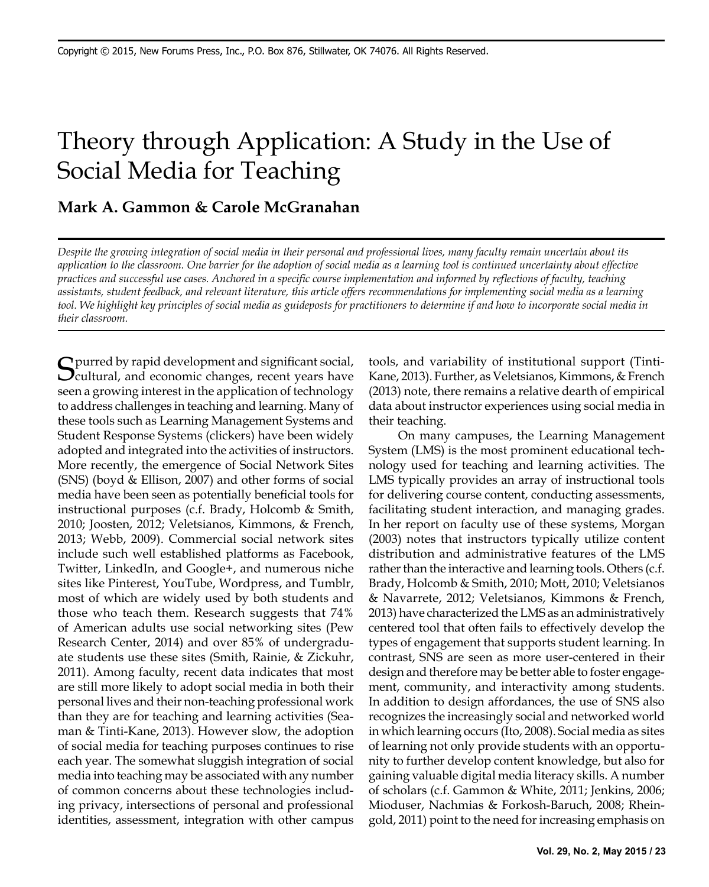Copyright © 2015, New Forums Press, Inc., P.O. Box 876, Stillwater, OK 74076. All Rights Reserved.

# Theory through Application: A Study in the Use of Social Media for Teaching

**Mark A. Gammon & Carole McGranahan**

*Despite the growing integration of social media in their personal and professional lives, many faculty remain uncertain about its application to the classroom. One barrier for the adoption of social media as a learning tool is continued uncertainty about effective practices and successful use cases. Anchored in a specific course implementation and informed by reflections of faculty, teaching assistants, student feedback, and relevant literature, this article offers recommendations for implementing social media as a learning tool. We highlight key principles of social media as guideposts for practitioners to determine if and how to incorporate social media in their classroom.*

Spurred by rapid development and significant social, cultural, and economic changes, recent years have seen a growing interest in the application of technology to address challenges in teaching and learning. Many of these tools such as Learning Management Systems and Student Response Systems (clickers) have been widely adopted and integrated into the activities of instructors. More recently, the emergence of Social Network Sites (SNS) (boyd & Ellison, 2007) and other forms of social media have been seen as potentially beneficial tools for instructional purposes (c.f. Brady, Holcomb & Smith, 2010; Joosten, 2012; Veletsianos, Kimmons, & French, 2013; Webb, 2009). Commercial social network sites include such well established platforms as Facebook, Twitter, LinkedIn, and Google+, and numerous niche sites like Pinterest, YouTube, Wordpress, and Tumblr, most of which are widely used by both students and those who teach them. Research suggests that 74% of American adults use social networking sites (Pew Research Center, 2014) and over 85% of undergraduate students use these sites (Smith, Rainie, & Zickuhr, 2011). Among faculty, recent data indicates that most are still more likely to adopt social media in both their personal lives and their non-teaching professional work than they are for teaching and learning activities (Seaman & Tinti-Kane, 2013). However slow, the adoption of social media for teaching purposes continues to rise each year. The somewhat sluggish integration of social media into teaching may be associated with any number of common concerns about these technologies including privacy, intersections of personal and professional identities, assessment, integration with other campus tools, and variability of institutional support (Tinti-Kane, 2013). Further, as Veletsianos, Kimmons, & French (2013) note, there remains a relative dearth of empirical data about instructor experiences using social media in their teaching.

On many campuses, the Learning Management System (LMS) is the most prominent educational technology used for teaching and learning activities. The LMS typically provides an array of instructional tools for delivering course content, conducting assessments, facilitating student interaction, and managing grades. In her report on faculty use of these systems, Morgan (2003) notes that instructors typically utilize content distribution and administrative features of the LMS rather than the interactive and learning tools. Others (c.f. Brady, Holcomb & Smith, 2010; Mott, 2010; Veletsianos & Navarrete, 2012; Veletsianos, Kimmons & French, 2013) have characterized the LMS as an administratively centered tool that often fails to effectively develop the types of engagement that supports student learning. In contrast, SNS are seen as more user-centered in their design and therefore may be better able to foster engagement, community, and interactivity among students. In addition to design affordances, the use of SNS also recognizes the increasingly social and networked world in which learning occurs (Ito, 2008). Social media as sites of learning not only provide students with an opportunity to further develop content knowledge, but also for gaining valuable digital media literacy skills. A number of scholars (c.f. Gammon & White, 2011; Jenkins, 2006; Mioduser, Nachmias & Forkosh-Baruch, 2008; Rheingold, 2011) point to the need for increasing emphasis on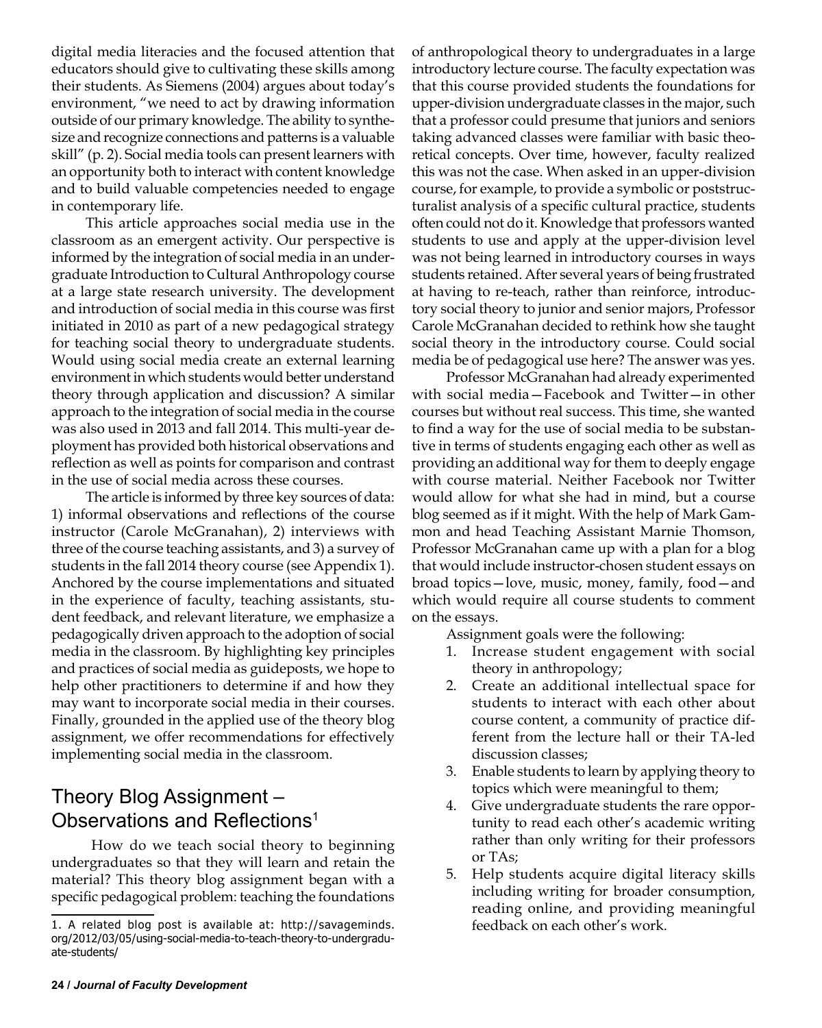digital media literacies and the focused attention that educators should give to cultivating these skills among their students. As Siemens (2004) argues about today's environment, "we need to act by drawing information outside of our primary knowledge. The ability to synthesize and recognize connections and patterns is a valuable skill" (p. 2). Social media tools can present learners with an opportunity both to interact with content knowledge and to build valuable competencies needed to engage in contemporary life.

This article approaches social media use in the classroom as an emergent activity. Our perspective is informed by the integration of social media in an undergraduate Introduction to Cultural Anthropology course at a large state research university. The development and introduction of social media in this course was first initiated in 2010 as part of a new pedagogical strategy for teaching social theory to undergraduate students. Would using social media create an external learning environment in which students would better understand theory through application and discussion? A similar approach to the integration of social media in the course was also used in 2013 and fall 2014. This multi-year deployment has provided both historical observations and reflection as well as points for comparison and contrast in the use of social media across these courses.

The article is informed by three key sources of data: 1) informal observations and reflections of the course instructor (Carole McGranahan), 2) interviews with three of the course teaching assistants, and 3) a survey of students in the fall 2014 theory course (see Appendix 1). Anchored by the course implementations and situated in the experience of faculty, teaching assistants, student feedback, and relevant literature, we emphasize a pedagogically driven approach to the adoption of social media in the classroom. By highlighting key principles and practices of social media as guideposts, we hope to help other practitioners to determine if and how they may want to incorporate social media in their courses. Finally, grounded in the applied use of the theory blog assignment, we offer recommendations for effectively implementing social media in the classroom.

## Theory Blog Assignment – Observations and Reflections[1]

How do we teach social theory to beginning undergraduates so that they will learn and retain the material? This theory blog assignment began with a specific pedagogical problem: teaching the foundations of anthropological theory to undergraduates in a large introductory lecture course. The faculty expectation was that this course provided students the foundations for upper-division undergraduate classes in the major, such that a professor could presume that juniors and seniors taking advanced classes were familiar with basic theoretical concepts. Over time, however, faculty realized this was not the case. When asked in an upper-division course, for example, to provide a symbolic or poststructuralist analysis of a specific cultural practice, students often could not do it. Knowledge that professors wanted students to use and apply at the upper-division level was not being learned in introductory courses in ways students retained. After several years of being frustrated at having to re-teach, rather than reinforce, introductory social theory to junior and senior majors, Professor Carole McGranahan decided to rethink how she taught social theory in the introductory course. Could social media be of pedagogical use here? The answer was yes.

Professor McGranahan had already experimented with social media—Facebook and Twitter—in other courses but without real success. This time, she wanted to find a way for the use of social media to be substantive in terms of students engaging each other as well as providing an additional way for them to deeply engage with course material. Neither Facebook nor Twitter would allow for what she had in mind, but a course blog seemed as if it might. With the help of Mark Gammon and head Teaching Assistant Marnie Thomson, Professor McGranahan came up with a plan for a blog that would include instructor-chosen student essays on broad topics—love, music, money, family, food—and which would require all course students to comment on the essays.

Assignment goals were the following:

1. Increase student engagement with social theory in anthropology;
2. Create an additional intellectual space for students to interact with each other about course content, a community of practice different from the lecture hall or their TA-led discussion classes;
3. Enable students to learn by applying theory to topics which were meaningful to them;
4. Give undergraduate students the rare opportunity to read each other's academic writing rather than only writing for their professors or TAs;
5. Help students acquire digital literacy skills including writing for broader consumption, reading online, and providing meaningful feedback on each other's work.

---

1. A related blog post is available at: http://savageminds.org/2012/03/05/using-social-media-to-teach-theory-to-undergraduate-students/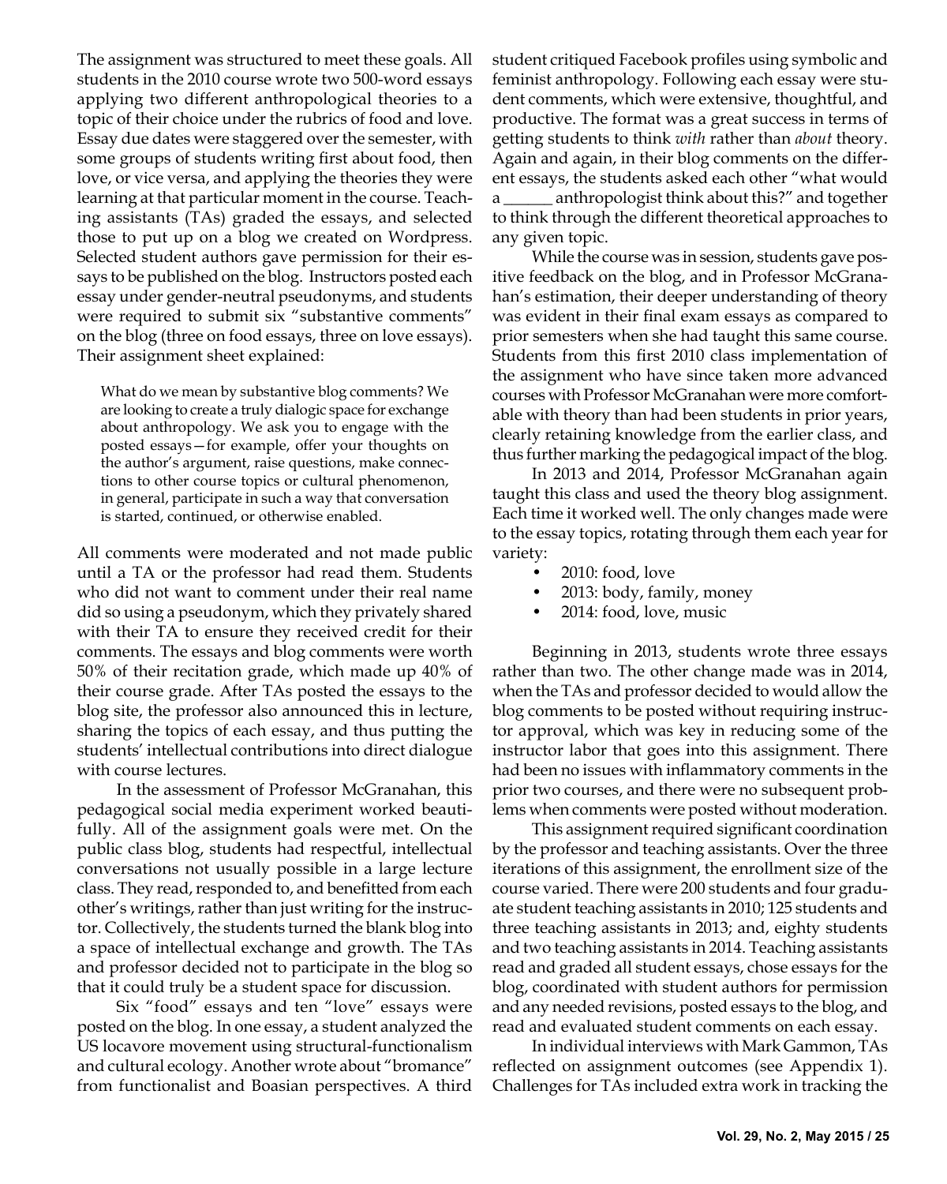The assignment was structured to meet these goals. All students in the 2010 course wrote two 500-word essays applying two different anthropological theories to a topic of their choice under the rubrics of food and love. Essay due dates were staggered over the semester, with some groups of students writing first about food, then love, or vice versa, and applying the theories they were learning at that particular moment in the course. Teaching assistants (TAs) graded the essays, and selected those to put up on a blog we created on Wordpress. Selected student authors gave permission for their essays to be published on the blog. Instructors posted each essay under gender-neutral pseudonyms, and students were required to submit six "substantive comments" on the blog (three on food essays, three on love essays). Their assignment sheet explained:

> What do we mean by substantive blog comments? We are looking to create a truly dialogic space for exchange about anthropology. We ask you to engage with the posted essays—for example, offer your thoughts on the author's argument, raise questions, make connections to other course topics or cultural phenomenon, in general, participate in such a way that conversation is started, continued, or otherwise enabled.

All comments were moderated and not made public until a TA or the professor had read them. Students who did not want to comment under their real name did so using a pseudonym, which they privately shared with their TA to ensure they received credit for their comments. The essays and blog comments were worth 50% of their recitation grade, which made up 40% of their course grade. After TAs posted the essays to the blog site, the professor also announced this in lecture, sharing the topics of each essay, and thus putting the students' intellectual contributions into direct dialogue with course lectures.

In the assessment of Professor McGranahan, this pedagogical social media experiment worked beautifully. All of the assignment goals were met. On the public class blog, students had respectful, intellectual conversations not usually possible in a large lecture class. They read, responded to, and benefitted from each other's writings, rather than just writing for the instructor. Collectively, the students turned the blank blog into a space of intellectual exchange and growth. The TAs and professor decided not to participate in the blog so that it could truly be a student space for discussion.

Six "food" essays and ten "love" essays were posted on the blog. In one essay, a student analyzed the US locavore movement using structural-functionalism and cultural ecology. Another wrote about "bromance" from functionalist and Boasian perspectives. A third student critiqued Facebook profiles using symbolic and feminist anthropology. Following each essay were student comments, which were extensive, thoughtful, and productive. The format was a great success in terms of getting students to think *with* rather than *about* theory. Again and again, in their blog comments on the different essays, the students asked each other "what would a ______ anthropologist think about this?" and together to think through the different theoretical approaches to any given topic.

While the course was in session, students gave positive feedback on the blog, and in Professor McGranahan's estimation, their deeper understanding of theory was evident in their final exam essays as compared to prior semesters when she had taught this same course. Students from this first 2010 class implementation of the assignment who have since taken more advanced courses with Professor McGranahan were more comfortable with theory than had been students in prior years, clearly retaining knowledge from the earlier class, and thus further marking the pedagogical impact of the blog.

In 2013 and 2014, Professor McGranahan again taught this class and used the theory blog assignment. Each time it worked well. The only changes made were to the essay topics, rotating through them each year for variety:

- 2010: food, love
- 2013: body, family, money
- 2014: food, love, music

Beginning in 2013, students wrote three essays rather than two. The other change made was in 2014, when the TAs and professor decided to would allow the blog comments to be posted without requiring instructor approval, which was key in reducing some of the instructor labor that goes into this assignment. There had been no issues with inflammatory comments in the prior two courses, and there were no subsequent problems when comments were posted without moderation.

This assignment required significant coordination by the professor and teaching assistants. Over the three iterations of this assignment, the enrollment size of the course varied. There were 200 students and four graduate student teaching assistants in 2010; 125 students and three teaching assistants in 2013; and, eighty students and two teaching assistants in 2014. Teaching assistants read and graded all student essays, chose essays for the blog, coordinated with student authors for permission and any needed revisions, posted essays to the blog, and read and evaluated student comments on each essay.

In individual interviews with Mark Gammon, TAs reflected on assignment outcomes (see Appendix 1). Challenges for TAs included extra work in tracking the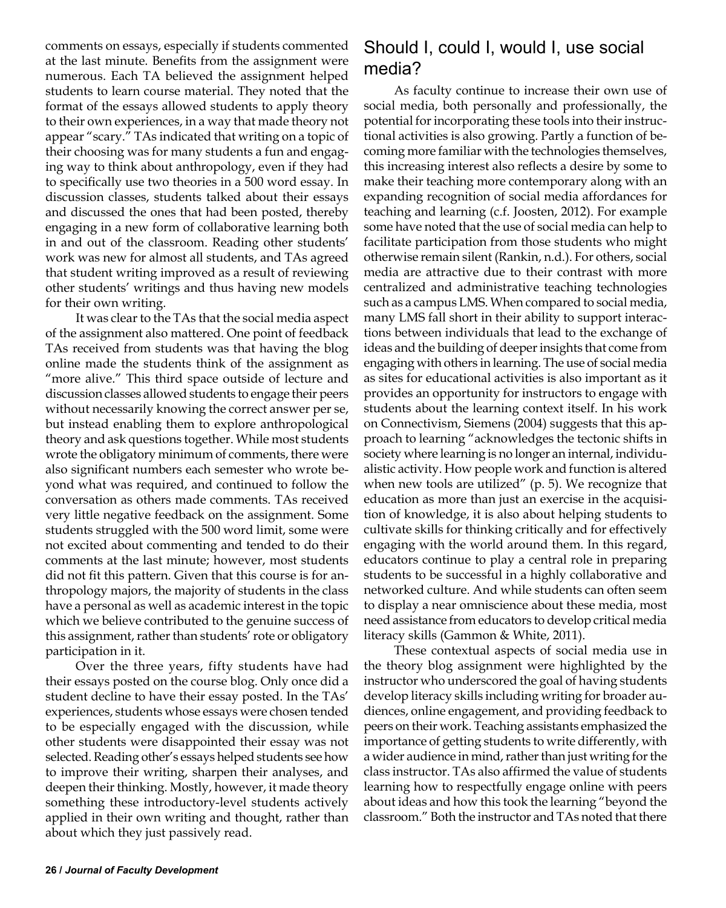comments on essays, especially if students commented at the last minute. Benefits from the assignment were numerous. Each TA believed the assignment helped students to learn course material. They noted that the format of the essays allowed students to apply theory to their own experiences, in a way that made theory not appear "scary." TAs indicated that writing on a topic of their choosing was for many students a fun and engaging way to think about anthropology, even if they had to specifically use two theories in a 500 word essay. In discussion classes, students talked about their essays and discussed the ones that had been posted, thereby engaging in a new form of collaborative learning both in and out of the classroom. Reading other students' work was new for almost all students, and TAs agreed that student writing improved as a result of reviewing other students' writings and thus having new models for their own writing.

It was clear to the TAs that the social media aspect of the assignment also mattered. One point of feedback TAs received from students was that having the blog online made the students think of the assignment as "more alive." This third space outside of lecture and discussion classes allowed students to engage their peers without necessarily knowing the correct answer per se, but instead enabling them to explore anthropological theory and ask questions together. While most students wrote the obligatory minimum of comments, there were also significant numbers each semester who wrote beyond what was required, and continued to follow the conversation as others made comments. TAs received very little negative feedback on the assignment. Some students struggled with the 500 word limit, some were not excited about commenting and tended to do their comments at the last minute; however, most students did not fit this pattern. Given that this course is for anthropology majors, the majority of students in the class have a personal as well as academic interest in the topic which we believe contributed to the genuine success of this assignment, rather than students' rote or obligatory participation in it.

Over the three years, fifty students have had their essays posted on the course blog. Only once did a student decline to have their essay posted. In the TAs' experiences, students whose essays were chosen tended to be especially engaged with the discussion, while other students were disappointed their essay was not selected. Reading other's essays helped students see how to improve their writing, sharpen their analyses, and deepen their thinking. Mostly, however, it made theory something these introductory-level students actively applied in their own writing and thought, rather than about which they just passively read.

## Should I, could I, would I, use social media?

As faculty continue to increase their own use of social media, both personally and professionally, the potential for incorporating these tools into their instructional activities is also growing. Partly a function of becoming more familiar with the technologies themselves, this increasing interest also reflects a desire by some to make their teaching more contemporary along with an expanding recognition of social media affordances for teaching and learning (c.f. Joosten, 2012). For example some have noted that the use of social media can help to facilitate participation from those students who might otherwise remain silent (Rankin, n.d.). For others, social media are attractive due to their contrast with more centralized and administrative teaching technologies such as a campus LMS. When compared to social media, many LMS fall short in their ability to support interactions between individuals that lead to the exchange of ideas and the building of deeper insights that come from engaging with others in learning. The use of social media as sites for educational activities is also important as it provides an opportunity for instructors to engage with students about the learning context itself. In his work on Connectivism, Siemens (2004) suggests that this approach to learning "acknowledges the tectonic shifts in society where learning is no longer an internal, individualistic activity. How people work and function is altered when new tools are utilized" (p. 5). We recognize that education as more than just an exercise in the acquisition of knowledge, it is also about helping students to cultivate skills for thinking critically and for effectively engaging with the world around them. In this regard, educators continue to play a central role in preparing students to be successful in a highly collaborative and networked culture. And while students can often seem to display a near omniscience about these media, most need assistance from educators to develop critical media literacy skills (Gammon & White, 2011).

These contextual aspects of social media use in the theory blog assignment were highlighted by the instructor who underscored the goal of having students develop literacy skills including writing for broader audiences, online engagement, and providing feedback to peers on their work. Teaching assistants emphasized the importance of getting students to write differently, with a wider audience in mind, rather than just writing for the class instructor. TAs also affirmed the value of students learning how to respectfully engage online with peers about ideas and how this took the learning "beyond the classroom." Both the instructor and TAs noted that there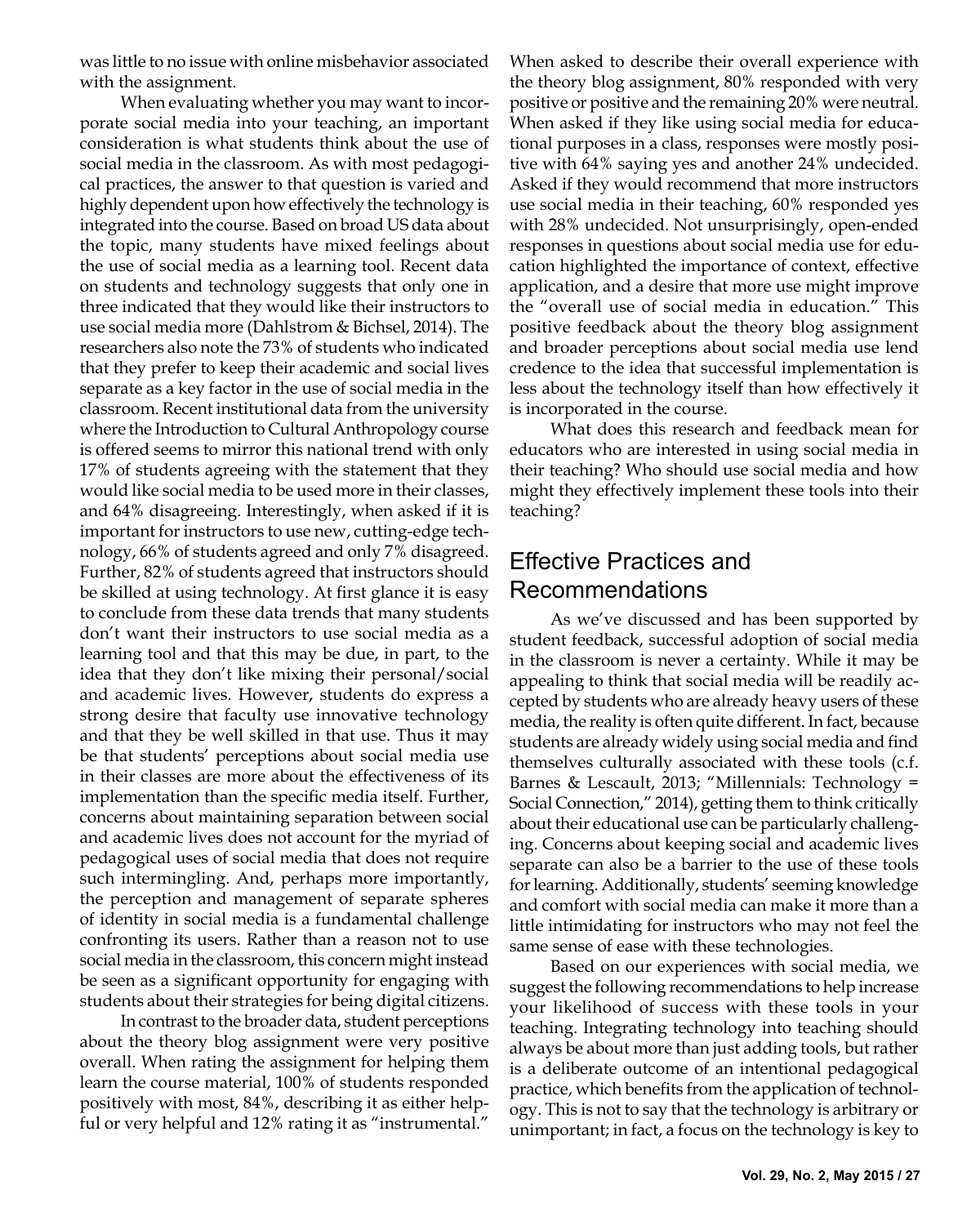was little to no issue with online misbehavior associated with the assignment.

When evaluating whether you may want to incorporate social media into your teaching, an important consideration is what students think about the use of social media in the classroom. As with most pedagogical practices, the answer to that question is varied and highly dependent upon how effectively the technology is integrated into the course. Based on broad US data about the topic, many students have mixed feelings about the use of social media as a learning tool. Recent data on students and technology suggests that only one in three indicated that they would like their instructors to use social media more (Dahlstrom & Bichsel, 2014). The researchers also note the 73% of students who indicated that they prefer to keep their academic and social lives separate as a key factor in the use of social media in the classroom. Recent institutional data from the university where the Introduction to Cultural Anthropology course is offered seems to mirror this national trend with only 17% of students agreeing with the statement that they would like social media to be used more in their classes, and 64% disagreeing. Interestingly, when asked if it is important for instructors to use new, cutting-edge technology, 66% of students agreed and only 7% disagreed. Further, 82% of students agreed that instructors should be skilled at using technology. At first glance it is easy to conclude from these data trends that many students don't want their instructors to use social media as a learning tool and that this may be due, in part, to the idea that they don't like mixing their personal/social and academic lives. However, students do express a strong desire that faculty use innovative technology and that they be well skilled in that use. Thus it may be that students' perceptions about social media use in their classes are more about the effectiveness of its implementation than the specific media itself. Further, concerns about maintaining separation between social and academic lives does not account for the myriad of pedagogical uses of social media that does not require such intermingling. And, perhaps more importantly, the perception and management of separate spheres of identity in social media is a fundamental challenge confronting its users. Rather than a reason not to use social media in the classroom, this concern might instead be seen as a significant opportunity for engaging with students about their strategies for being digital citizens.

In contrast to the broader data, student perceptions about the theory blog assignment were very positive overall. When rating the assignment for helping them learn the course material, 100% of students responded positively with most, 84%, describing it as either helpful or very helpful and 12% rating it as "instrumental." When asked to describe their overall experience with the theory blog assignment, 80% responded with very positive or positive and the remaining 20% were neutral. When asked if they like using social media for educational purposes in a class, responses were mostly positive with 64% saying yes and another 24% undecided. Asked if they would recommend that more instructors use social media in their teaching, 60% responded yes with 28% undecided. Not unsurprisingly, open-ended responses in questions about social media use for education highlighted the importance of context, effective application, and a desire that more use might improve the "overall use of social media in education." This positive feedback about the theory blog assignment and broader perceptions about social media use lend credence to the idea that successful implementation is less about the technology itself than how effectively it is incorporated in the course.

What does this research and feedback mean for educators who are interested in using social media in their teaching? Who should use social media and how might they effectively implement these tools into their teaching?

## Effective Practices and Recommendations

As we've discussed and has been supported by student feedback, successful adoption of social media in the classroom is never a certainty. While it may be appealing to think that social media will be readily accepted by students who are already heavy users of these media, the reality is often quite different. In fact, because students are already widely using social media and find themselves culturally associated with these tools (c.f. Barnes & Lescault, 2013; "Millennials: Technology = Social Connection," 2014), getting them to think critically about their educational use can be particularly challenging. Concerns about keeping social and academic lives separate can also be a barrier to the use of these tools for learning. Additionally, students' seeming knowledge and comfort with social media can make it more than a little intimidating for instructors who may not feel the same sense of ease with these technologies.

Based on our experiences with social media, we suggest the following recommendations to help increase your likelihood of success with these tools in your teaching. Integrating technology into teaching should always be about more than just adding tools, but rather is a deliberate outcome of an intentional pedagogical practice, which benefits from the application of technology. This is not to say that the technology is arbitrary or unimportant; in fact, a focus on the technology is key to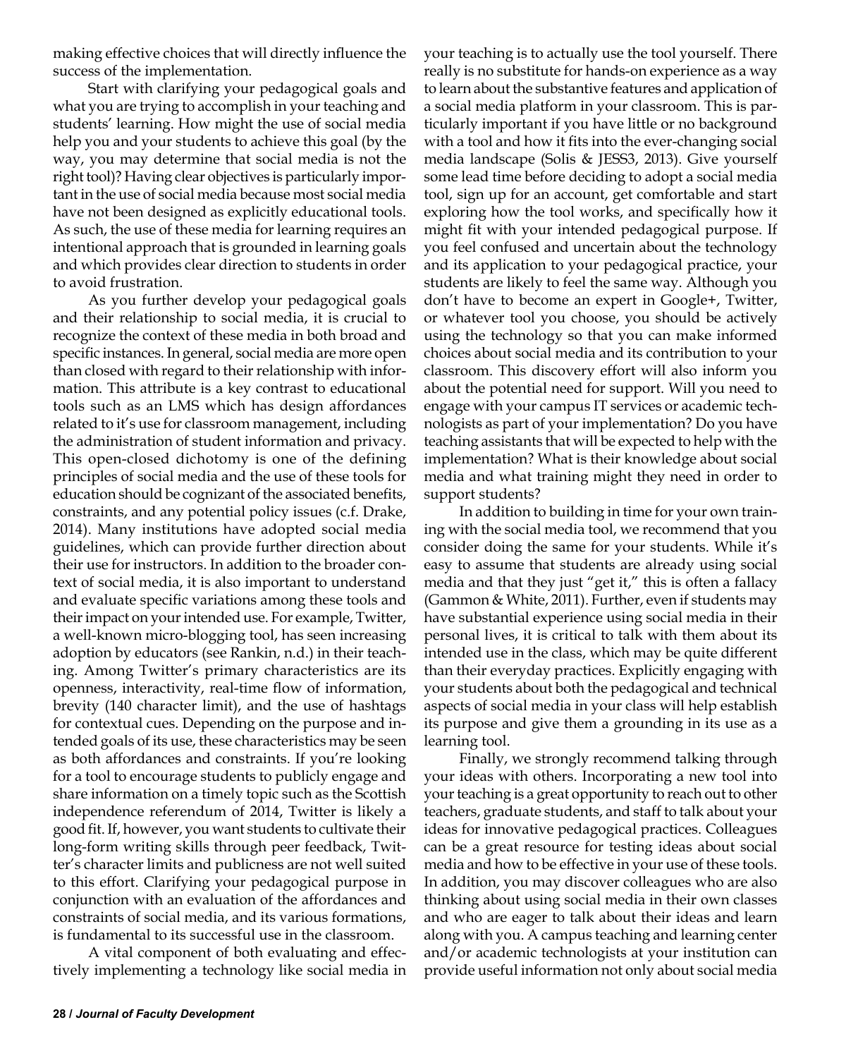making effective choices that will directly influence the success of the implementation.

Start with clarifying your pedagogical goals and what you are trying to accomplish in your teaching and students' learning. How might the use of social media help you and your students to achieve this goal (by the way, you may determine that social media is not the right tool)? Having clear objectives is particularly important in the use of social media because most social media have not been designed as explicitly educational tools. As such, the use of these media for learning requires an intentional approach that is grounded in learning goals and which provides clear direction to students in order to avoid frustration.

As you further develop your pedagogical goals and their relationship to social media, it is crucial to recognize the context of these media in both broad and specific instances. In general, social media are more open than closed with regard to their relationship with information. This attribute is a key contrast to educational tools such as an LMS which has design affordances related to it's use for classroom management, including the administration of student information and privacy. This open-closed dichotomy is one of the defining principles of social media and the use of these tools for education should be cognizant of the associated benefits, constraints, and any potential policy issues (c.f. Drake, 2014). Many institutions have adopted social media guidelines, which can provide further direction about their use for instructors. In addition to the broader context of social media, it is also important to understand and evaluate specific variations among these tools and their impact on your intended use. For example, Twitter, a well-known micro-blogging tool, has seen increasing adoption by educators (see Rankin, n.d.) in their teaching. Among Twitter's primary characteristics are its openness, interactivity, real-time flow of information, brevity (140 character limit), and the use of hashtags for contextual cues. Depending on the purpose and intended goals of its use, these characteristics may be seen as both affordances and constraints. If you're looking for a tool to encourage students to publicly engage and share information on a timely topic such as the Scottish independence referendum of 2014, Twitter is likely a good fit. If, however, you want students to cultivate their long-form writing skills through peer feedback, Twitter's character limits and publicness are not well suited to this effort. Clarifying your pedagogical purpose in conjunction with an evaluation of the affordances and constraints of social media, and its various formations, is fundamental to its successful use in the classroom.

A vital component of both evaluating and effectively implementing a technology like social media in your teaching is to actually use the tool yourself. There really is no substitute for hands-on experience as a way to learn about the substantive features and application of a social media platform in your classroom. This is particularly important if you have little or no background with a tool and how it fits into the ever-changing social media landscape (Solis & JESS3, 2013). Give yourself some lead time before deciding to adopt a social media tool, sign up for an account, get comfortable and start exploring how the tool works, and specifically how it might fit with your intended pedagogical purpose. If you feel confused and uncertain about the technology and its application to your pedagogical practice, your students are likely to feel the same way. Although you don't have to become an expert in Google+, Twitter, or whatever tool you choose, you should be actively using the technology so that you can make informed choices about social media and its contribution to your classroom. This discovery effort will also inform you about the potential need for support. Will you need to engage with your campus IT services or academic technologists as part of your implementation? Do you have teaching assistants that will be expected to help with the implementation? What is their knowledge about social media and what training might they need in order to support students?

In addition to building in time for your own training with the social media tool, we recommend that you consider doing the same for your students. While it's easy to assume that students are already using social media and that they just "get it," this is often a fallacy (Gammon & White, 2011). Further, even if students may have substantial experience using social media in their personal lives, it is critical to talk with them about its intended use in the class, which may be quite different than their everyday practices. Explicitly engaging with your students about both the pedagogical and technical aspects of social media in your class will help establish its purpose and give them a grounding in its use as a learning tool.

Finally, we strongly recommend talking through your ideas with others. Incorporating a new tool into your teaching is a great opportunity to reach out to other teachers, graduate students, and staff to talk about your ideas for innovative pedagogical practices. Colleagues can be a great resource for testing ideas about social media and how to be effective in your use of these tools. In addition, you may discover colleagues who are also thinking about using social media in their own classes and who are eager to talk about their ideas and learn along with you. A campus teaching and learning center and/or academic technologists at your institution can provide useful information not only about social media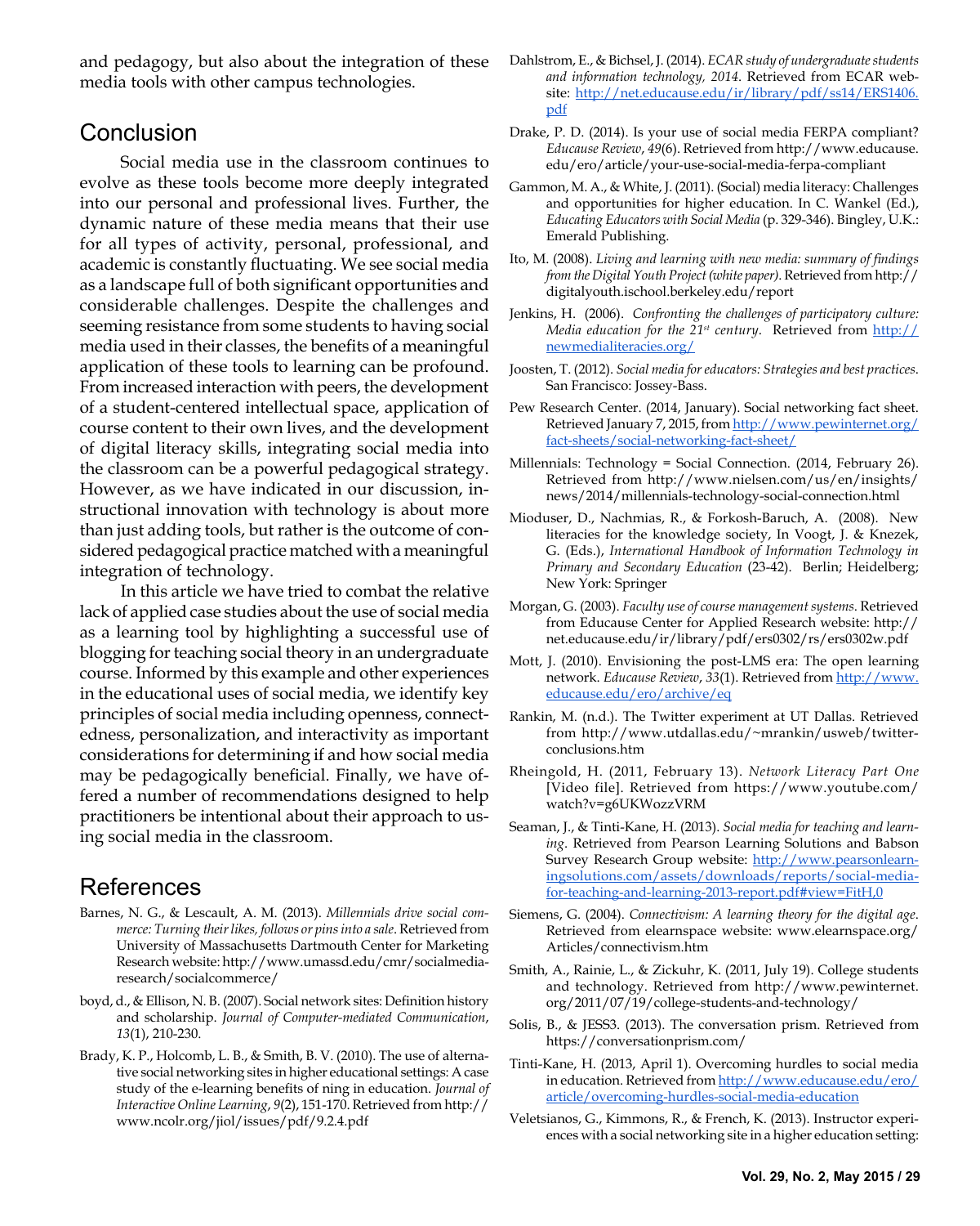and pedagogy, but also about the integration of these media tools with other campus technologies.

## Conclusion

Social media use in the classroom continues to evolve as these tools become more deeply integrated into our personal and professional lives. Further, the dynamic nature of these media means that their use for all types of activity, personal, professional, and academic is constantly fluctuating. We see social media as a landscape full of both significant opportunities and considerable challenges. Despite the challenges and seeming resistance from some students to having social media used in their classes, the benefits of a meaningful application of these tools to learning can be profound. From increased interaction with peers, the development of a student-centered intellectual space, application of course content to their own lives, and the development of digital literacy skills, integrating social media into the classroom can be a powerful pedagogical strategy. However, as we have indicated in our discussion, instructional innovation with technology is about more than just adding tools, but rather is the outcome of considered pedagogical practice matched with a meaningful integration of technology.

In this article we have tried to combat the relative lack of applied case studies about the use of social media as a learning tool by highlighting a successful use of blogging for teaching social theory in an undergraduate course. Informed by this example and other experiences in the educational uses of social media, we identify key principles of social media including openness, connectedness, personalization, and interactivity as important considerations for determining if and how social media may be pedagogically beneficial. Finally, we have offered a number of recommendations designed to help practitioners be intentional about their approach to using social media in the classroom.

## References

Barnes, N. G., & Lescault, A. M. (2013). *Millennials drive social commerce: Turning their likes, follows or pins into a sale*. Retrieved from University of Massachusetts Dartmouth Center for Marketing Research website: http://www.umassd.edu/cmr/socialmediaresearch/socialcommerce/

boyd, d., & Ellison, N. B. (2007). Social network sites: Definition history and scholarship. *Journal of Computer-mediated Communication*, *13*(1), 210-230.

Brady, K. P., Holcomb, L. B., & Smith, B. V. (2010). The use of alternative social networking sites in higher educational settings: A case study of the e-learning benefits of ning in education. *Journal of Interactive Online Learning*, *9*(2), 151-170. Retrieved from http://www.ncolr.org/jiol/issues/pdf/9.2.4.pdf

Dahlstrom, E., & Bichsel, J. (2014). *ECAR study of undergraduate students and information technology, 2014*. Retrieved from ECAR website: http://net.educause.edu/ir/library/pdf/ss14/ERS1406.pdf

Drake, P. D. (2014). Is your use of social media FERPA compliant? *Educause Review*, *49*(6). Retrieved from http://www.educause.edu/ero/article/your-use-social-media-ferpa-compliant

Gammon, M. A., & White, J. (2011). (Social) media literacy: Challenges and opportunities for higher education. In C. Wankel (Ed.), *Educating Educators with Social Media* (p. 329-346). Bingley, U.K.: Emerald Publishing.

Ito, M. (2008). *Living and learning with new media: summary of findings from the Digital Youth Project (white paper)*. Retrieved from http://digitalyouth.ischool.berkeley.edu/report

Jenkins, H. (2006). *Confronting the challenges of participatory culture: Media education for the 21st century*. Retrieved from http://newmedialiteracies.org/

Joosten, T. (2012). *Social media for educators: Strategies and best practices*. San Francisco: Jossey-Bass.

Pew Research Center. (2014, January). Social networking fact sheet. Retrieved January 7, 2015, from http://www.pewinternet.org/fact-sheets/social-networking-fact-sheet/

Millennials: Technology = Social Connection. (2014, February 26). Retrieved from http://www.nielsen.com/us/en/insights/news/2014/millennials-technology-social-connection.html

Mioduser, D., Nachmias, R., & Forkosh-Baruch, A. (2008). New literacies for the knowledge society, In Voogt, J. & Knezek, G. (Eds.), *International Handbook of Information Technology in Primary and Secondary Education* (23-42). Berlin; Heidelberg; New York: Springer

Morgan, G. (2003). *Faculty use of course management systems*. Retrieved from Educause Center for Applied Research website: http://net.educause.edu/ir/library/pdf/ers0302/rs/ers0302w.pdf

Mott, J. (2010). Envisioning the post-LMS era: The open learning network. *Educause Review*, *33*(1). Retrieved from http://www.educause.edu/ero/archive/eq

Rankin, M. (n.d.). The Twitter experiment at UT Dallas. Retrieved from http://www.utdallas.edu/~mrankin/usweb/twitterconclusions.htm

Rheingold, H. (2011, February 13). *Network Literacy Part One* [Video file]. Retrieved from https://www.youtube.com/watch?v=g6UKWozzVRM

Seaman, J., & Tinti-Kane, H. (2013). *Social media for teaching and learning*. Retrieved from Pearson Learning Solutions and Babson Survey Research Group website: http://www.pearsonlearningsolutions.com/assets/downloads/reports/social-media-for-teaching-and-learning-2013-report.pdf#view=FitH,0

Siemens, G. (2004). *Connectivism: A learning theory for the digital age*. Retrieved from elearnspace website: www.elearnspace.org/Articles/connectivism.htm

Smith, A., Rainie, L., & Zickuhr, K. (2011, July 19). College students and technology. Retrieved from http://www.pewinternet.org/2011/07/19/college-students-and-technology/

Solis, B., & JESS3. (2013). The conversation prism. Retrieved from https://conversationprism.com/

Tinti-Kane, H. (2013, April 1). Overcoming hurdles to social media in education. Retrieved from http://www.educause.edu/ero/article/overcoming-hurdles-social-media-education

Veletsianos, G., Kimmons, R., & French, K. (2013). Instructor experiences with a social networking site in a higher education setting: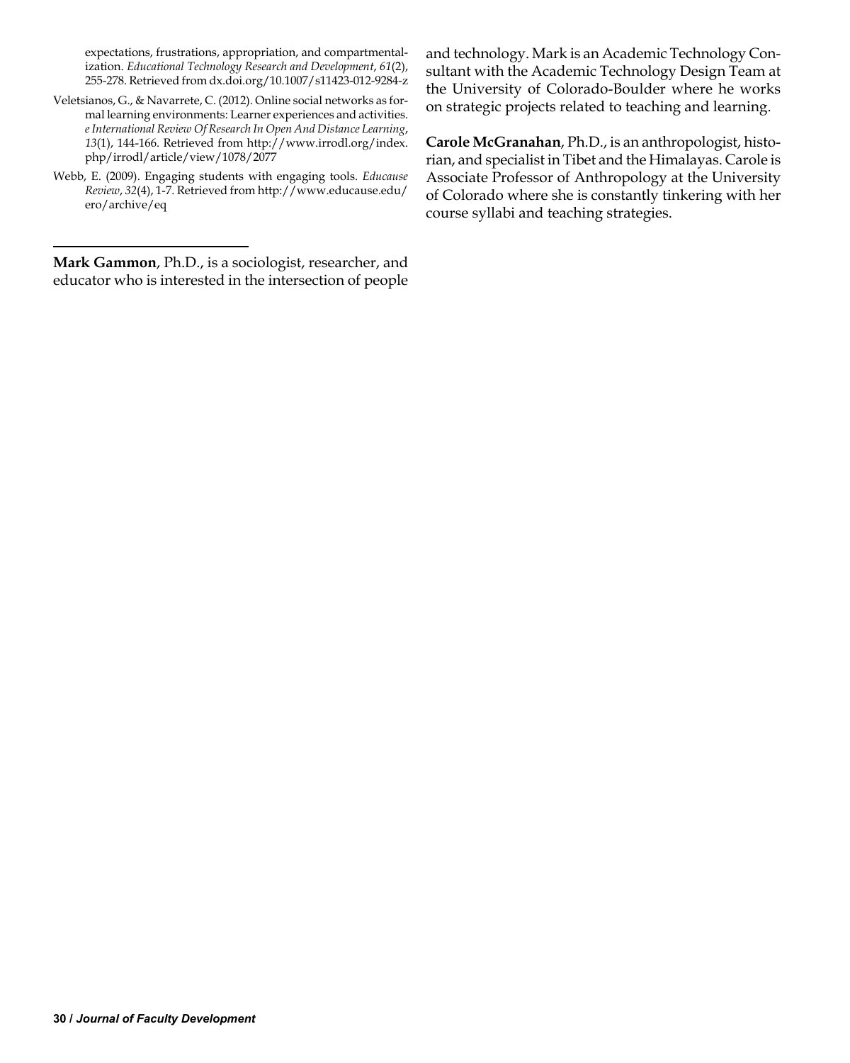expectations, frustrations, appropriation, and compartmentalization. *Educational Technology Research and Development*, *61*(2), 255-278. Retrieved from dx.doi.org/10.1007/s11423-012-9284-z

Veletsianos, G., & Navarrete, C. (2012). Online social networks as formal learning environments: Learner experiences and activities. *e International Review Of Research In Open And Distance Learning*, *13*(1), 144-166. Retrieved from http://www.irrodl.org/index.php/irrodl/article/view/1078/2077

Webb, E. (2009). Engaging students with engaging tools. *Educause Review*, *32*(4), 1-7. Retrieved from http://www.educause.edu/ero/archive/eq

---

**Mark Gammon**, Ph.D., is a sociologist, researcher, and educator who is interested in the intersection of people and technology. Mark is an Academic Technology Consultant with the Academic Technology Design Team at the University of Colorado-Boulder where he works on strategic projects related to teaching and learning.

**Carole McGranahan**, Ph.D., is an anthropologist, historian, and specialist in Tibet and the Himalayas. Carole is Associate Professor of Anthropology at the University of Colorado where she is constantly tinkering with her course syllabi and teaching strategies.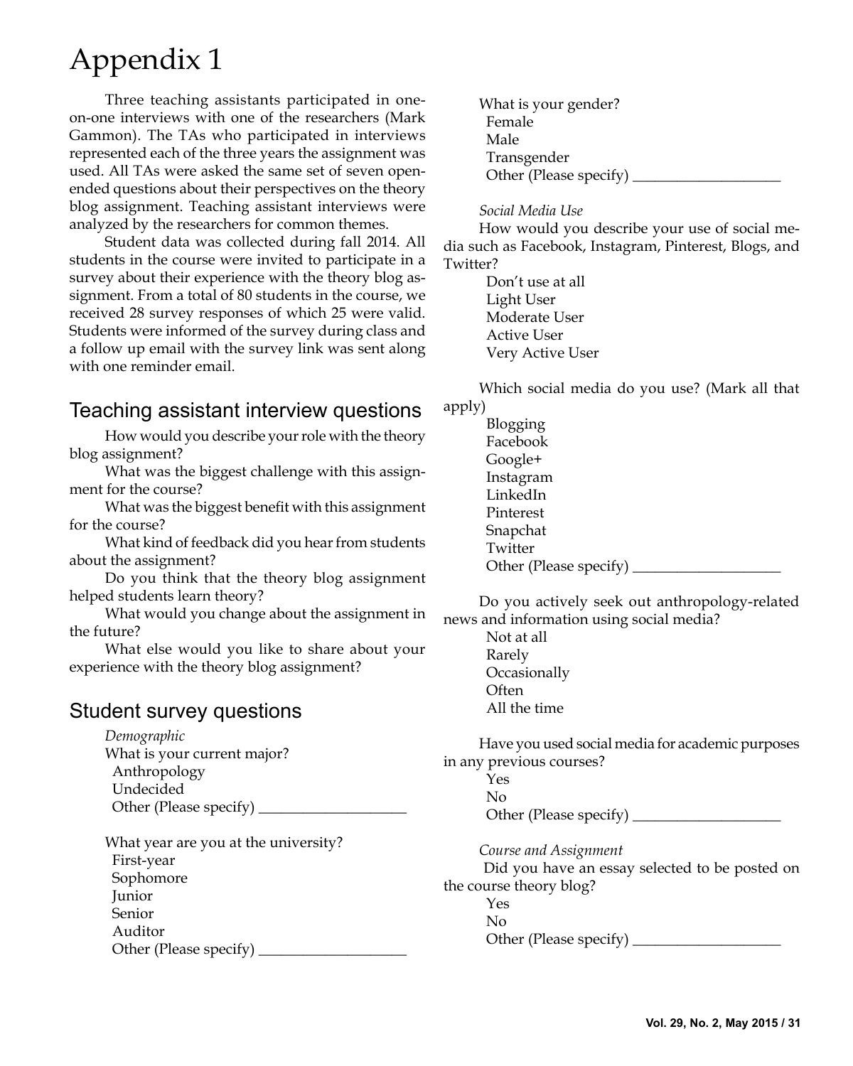# Appendix 1

Three teaching assistants participated in one-on-one interviews with one of the researchers (Mark Gammon). The TAs who participated in interviews represented each of the three years the assignment was used. All TAs were asked the same set of seven open-ended questions about their perspectives on the theory blog assignment. Teaching assistant interviews were analyzed by the researchers for common themes.

Student data was collected during fall 2014. All students in the course were invited to participate in a survey about their experience with the theory blog assignment. From a total of 80 students in the course, we received 28 survey responses of which 25 were valid. Students were informed of the survey during class and a follow up email with the survey link was sent along with one reminder email.

## Teaching assistant interview questions

How would you describe your role with the theory blog assignment?

What was the biggest challenge with this assignment for the course?

What was the biggest benefit with this assignment for the course?

What kind of feedback did you hear from students about the assignment?

Do you think that the theory blog assignment helped students learn theory?

What would you change about the assignment in the future?

What else would you like to share about your experience with the theory blog assignment?

## Student survey questions

*Demographic*

What is your current major?

- Anthropology
- Undecided
- Other (Please specify) ____________________

What year are you at the university?

- First-year
- Sophomore
- Junior
- Senior
- Auditor
- Other (Please specify) ____________________

What is your gender?

- Female
- Male
- Transgender
- Other (Please specify) ____________________

*Social Media Use*

How would you describe your use of social media such as Facebook, Instagram, Pinterest, Blogs, and Twitter?

- Don't use at all
- Light User
- Moderate User
- Active User
- Very Active User

Which social media do you use? (Mark all that apply)

- Blogging
- Facebook
- Google+
- Instagram
- LinkedIn
- Pinterest
- Snapchat
- Twitter
- Other (Please specify) ____________________

Do you actively seek out anthropology-related news and information using social media?

- Not at all
- Rarely
- Occasionally
- Often
- All the time

Have you used social media for academic purposes in any previous courses?

- Yes
- No
- Other (Please specify) ____________________

*Course and Assignment*

Did you have an essay selected to be posted on the course theory blog?

- Yes
- No
- Other (Please specify) ____________________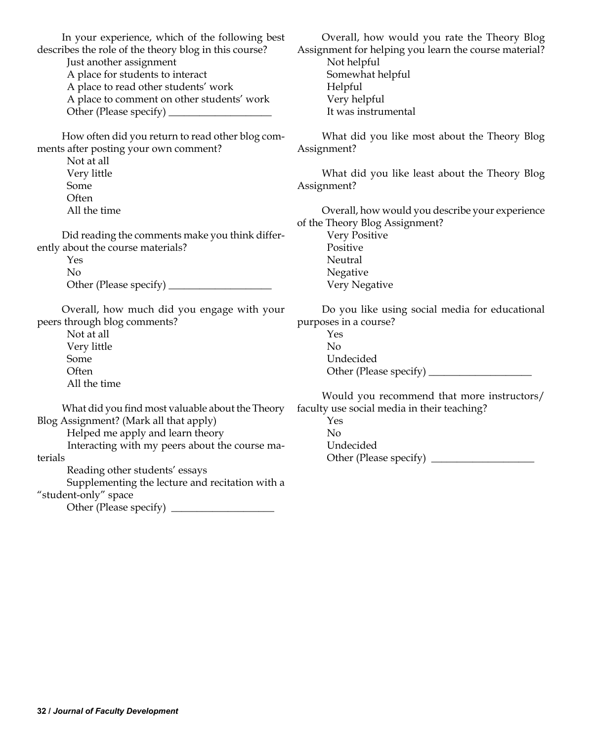In your experience, which of the following best describes the role of the theory blog in this course?

Just another assignment
A place for students to interact
A place to read other students' work
A place to comment on other students' work
Other (Please specify) ____________________

How often did you return to read other blog comments after posting your own comment?

Not at all
Very little
Some
Often
All the time

Did reading the comments make you think differently about the course materials?

Yes
No
Other (Please specify) ____________________

Overall, how much did you engage with your peers through blog comments?

Not at all
Very little
Some
Often
All the time

What did you find most valuable about the Theory Blog Assignment? (Mark all that apply)

Helped me apply and learn theory
Interacting with my peers about the course materials
Reading other students' essays
Supplementing the lecture and recitation with a "student-only" space
Other (Please specify) ____________________

Overall, how would you rate the Theory Blog Assignment for helping you learn the course material?

Not helpful
Somewhat helpful
Helpful
Very helpful
It was instrumental

What did you like most about the Theory Blog Assignment?

What did you like least about the Theory Blog Assignment?

Overall, how would you describe your experience of the Theory Blog Assignment?

Very Positive
Positive
Neutral
Negative
Very Negative

Do you like using social media for educational purposes in a course?

Yes
No
Undecided
Other (Please specify) ____________________

Would you recommend that more instructors/faculty use social media in their teaching?

Yes
No
Undecided
Other (Please specify) ____________________